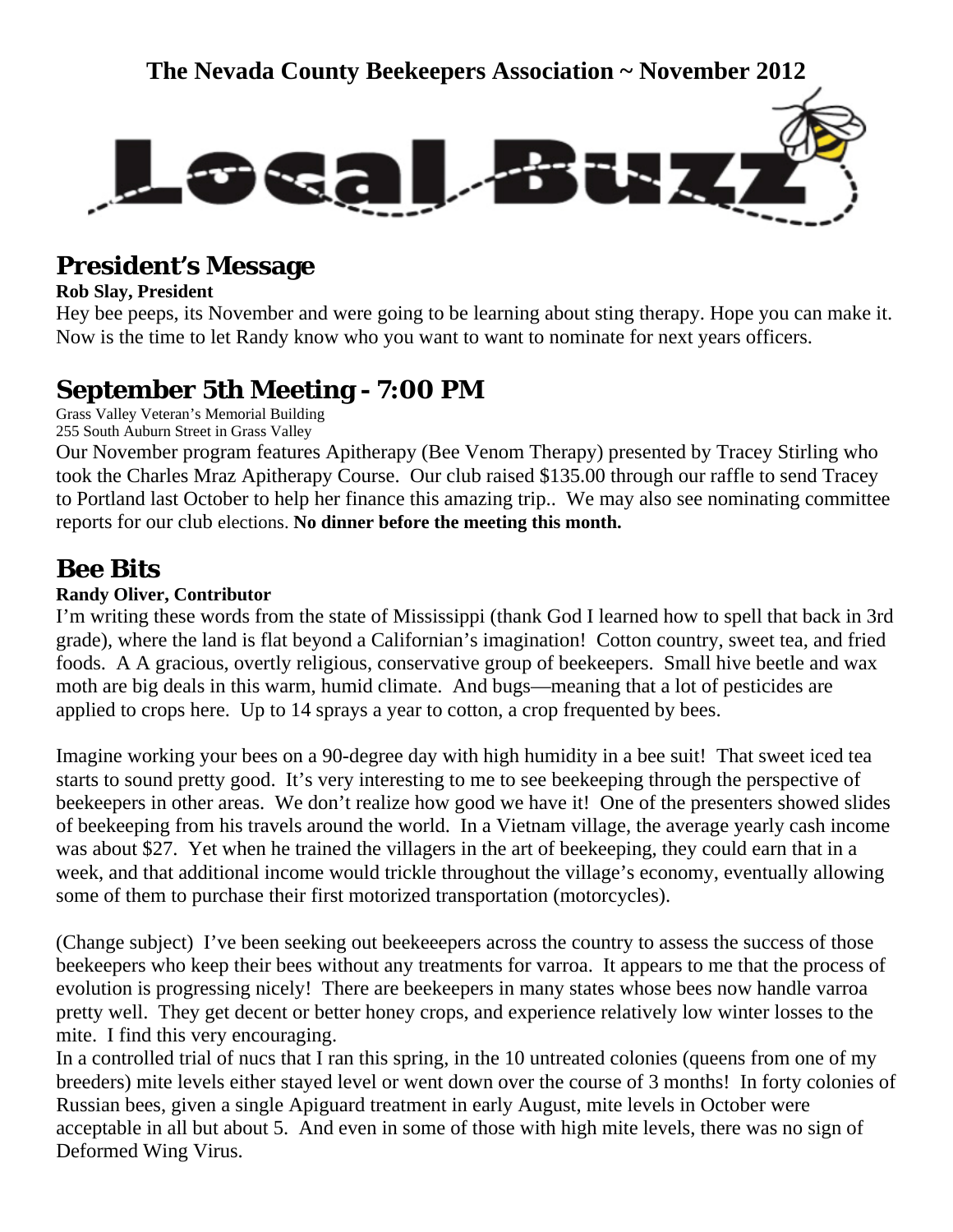**The Nevada County Beekeepers Association ~ November 2012**

# Local Buzz

## President's Message

**Rob Slay, President**

Hey bee peeps, its November and were going to be learning about sting therapy. Hope you can make it. Now is the time to let Randy know who you want to want to nominate for next years officers.

## September 5th Meeting - 7:00 PM

Grass Valley Veteran's Memorial Building
255 South Auburn Street in Grass Valley

Our November program features Apitherapy (Bee Venom Therapy) presented by Tracey Stirling who took the Charles Mraz Apitherapy Course. Our club raised $135.00 through our raffle to send Tracey to Portland last October to help her finance this amazing trip.. We may also see nominating committee reports for our club elections. **No dinner before the meeting this month.**

## Bee Bits

**Randy Oliver, Contributor**

I'm writing these words from the state of Mississippi (thank God I learned how to spell that back in 3rd grade), where the land is flat beyond a Californian's imagination! Cotton country, sweet tea, and fried foods. A A gracious, overtly religious, conservative group of beekeepers. Small hive beetle and wax moth are big deals in this warm, humid climate. And bugs—meaning that a lot of pesticides are applied to crops here. Up to 14 sprays a year to cotton, a crop frequented by bees.

Imagine working your bees on a 90-degree day with high humidity in a bee suit! That sweet iced tea starts to sound pretty good. It's very interesting to me to see beekeeping through the perspective of beekeepers in other areas. We don't realize how good we have it! One of the presenters showed slides of beekeeping from his travels around the world. In a Vietnam village, the average yearly cash income was about $27. Yet when he trained the villagers in the art of beekeeping, they could earn that in a week, and that additional income would trickle throughout the village's economy, eventually allowing some of them to purchase their first motorized transportation (motorcycles).

(Change subject) I've been seeking out beekeeepers across the country to assess the success of those beekeepers who keep their bees without any treatments for varroa. It appears to me that the process of evolution is progressing nicely! There are beekeepers in many states whose bees now handle varroa pretty well. They get decent or better honey crops, and experience relatively low winter losses to the mite. I find this very encouraging.

In a controlled trial of nucs that I ran this spring, in the 10 untreated colonies (queens from one of my breeders) mite levels either stayed level or went down over the course of 3 months! In forty colonies of Russian bees, given a single Apiguard treatment in early August, mite levels in October were acceptable in all but about 5. And even in some of those with high mite levels, there was no sign of Deformed Wing Virus.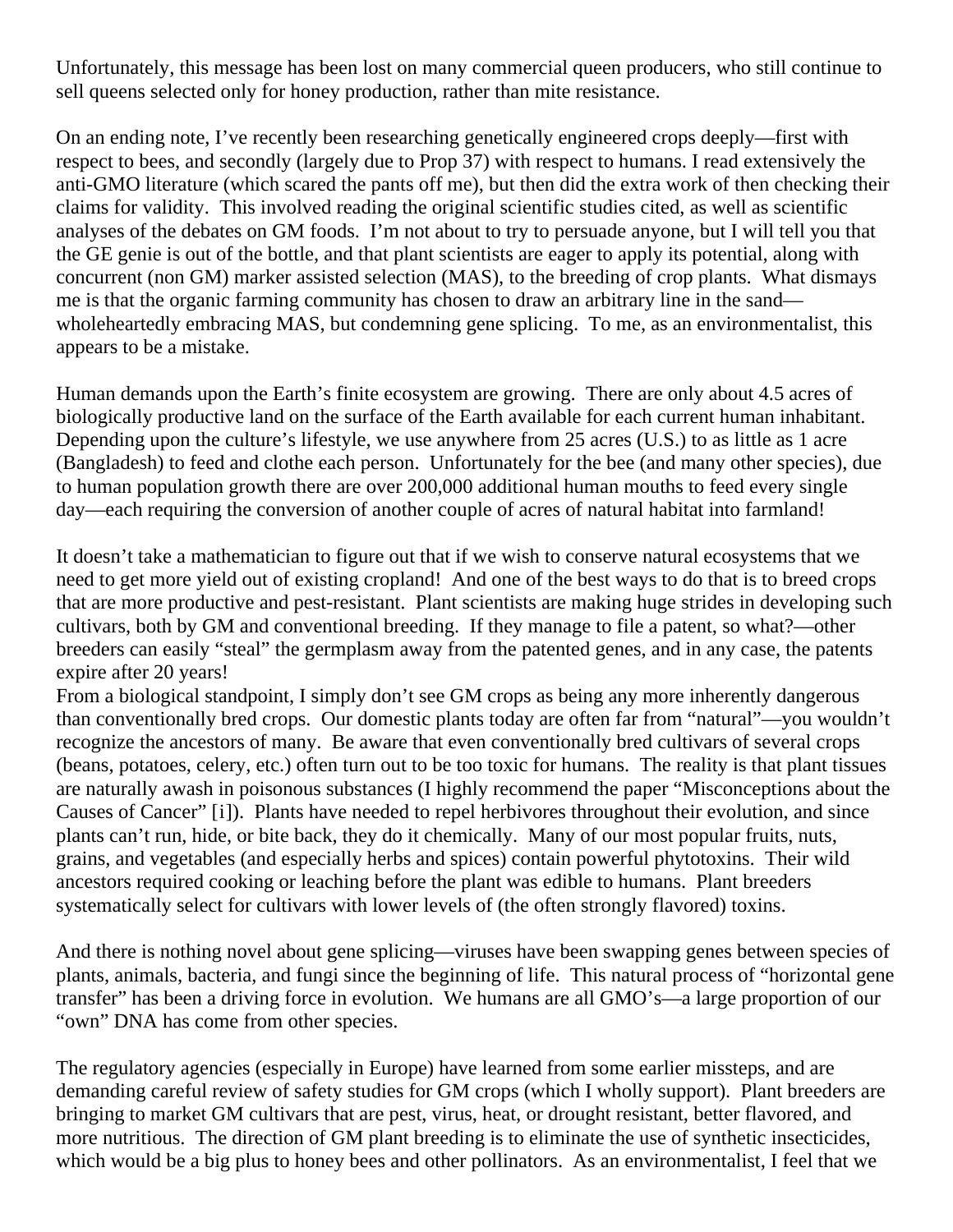Unfortunately, this message has been lost on many commercial queen producers, who still continue to sell queens selected only for honey production, rather than mite resistance.

On an ending note, I've recently been researching genetically engineered crops deeply—first with respect to bees, and secondly (largely due to Prop 37) with respect to humans. I read extensively the anti-GMO literature (which scared the pants off me), but then did the extra work of then checking their claims for validity. This involved reading the original scientific studies cited, as well as scientific analyses of the debates on GM foods. I'm not about to try to persuade anyone, but I will tell you that the GE genie is out of the bottle, and that plant scientists are eager to apply its potential, along with concurrent (non GM) marker assisted selection (MAS), to the breeding of crop plants. What dismays me is that the organic farming community has chosen to draw an arbitrary line in the sand—wholeheartedly embracing MAS, but condemning gene splicing. To me, as an environmentalist, this appears to be a mistake.

Human demands upon the Earth's finite ecosystem are growing. There are only about 4.5 acres of biologically productive land on the surface of the Earth available for each current human inhabitant. Depending upon the culture's lifestyle, we use anywhere from 25 acres (U.S.) to as little as 1 acre (Bangladesh) to feed and clothe each person. Unfortunately for the bee (and many other species), due to human population growth there are over 200,000 additional human mouths to feed every single day—each requiring the conversion of another couple of acres of natural habitat into farmland!

It doesn't take a mathematician to figure out that if we wish to conserve natural ecosystems that we need to get more yield out of existing cropland! And one of the best ways to do that is to breed crops that are more productive and pest-resistant. Plant scientists are making huge strides in developing such cultivars, both by GM and conventional breeding. If they manage to file a patent, so what?—other breeders can easily "steal" the germplasm away from the patented genes, and in any case, the patents expire after 20 years!

From a biological standpoint, I simply don't see GM crops as being any more inherently dangerous than conventionally bred crops. Our domestic plants today are often far from "natural"—you wouldn't recognize the ancestors of many. Be aware that even conventionally bred cultivars of several crops (beans, potatoes, celery, etc.) often turn out to be too toxic for humans. The reality is that plant tissues are naturally awash in poisonous substances (I highly recommend the paper "Misconceptions about the Causes of Cancer" [i]). Plants have needed to repel herbivores throughout their evolution, and since plants can't run, hide, or bite back, they do it chemically. Many of our most popular fruits, nuts, grains, and vegetables (and especially herbs and spices) contain powerful phytotoxins. Their wild ancestors required cooking or leaching before the plant was edible to humans. Plant breeders systematically select for cultivars with lower levels of (the often strongly flavored) toxins.

And there is nothing novel about gene splicing—viruses have been swapping genes between species of plants, animals, bacteria, and fungi since the beginning of life. This natural process of "horizontal gene transfer" has been a driving force in evolution. We humans are all GMO's—a large proportion of our "own" DNA has come from other species.

The regulatory agencies (especially in Europe) have learned from some earlier missteps, and are demanding careful review of safety studies for GM crops (which I wholly support). Plant breeders are bringing to market GM cultivars that are pest, virus, heat, or drought resistant, better flavored, and more nutritious. The direction of GM plant breeding is to eliminate the use of synthetic insecticides, which would be a big plus to honey bees and other pollinators. As an environmentalist, I feel that we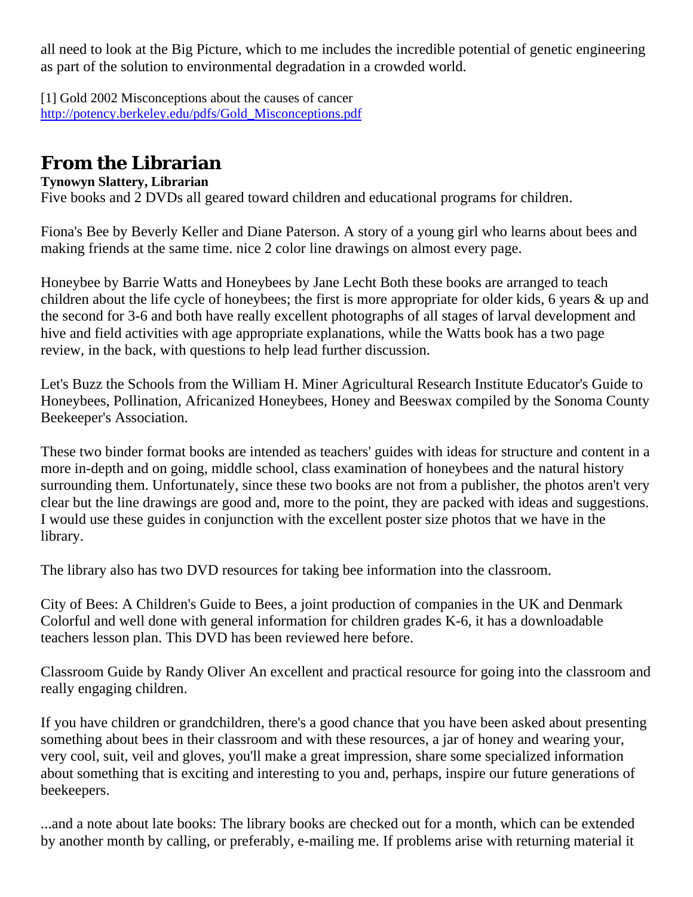all need to look at the Big Picture, which to me includes the incredible potential of genetic engineering as part of the solution to environmental degradation in a crowded world.

[1] Gold 2002 Misconceptions about the causes of cancer
http://potency.berkeley.edu/pdfs/Gold_Misconceptions.pdf

## From the Librarian

**Tynowyn Slattery, Librarian**

Five books and 2 DVDs all geared toward children and educational programs for children.

Fiona's Bee by Beverly Keller and Diane Paterson. A story of a young girl who learns about bees and making friends at the same time. nice 2 color line drawings on almost every page.

Honeybee by Barrie Watts and Honeybees by Jane Lecht Both these books are arranged to teach children about the life cycle of honeybees; the first is more appropriate for older kids, 6 years & up and the second for 3-6 and both have really excellent photographs of all stages of larval development and hive and field activities with age appropriate explanations, while the Watts book has a two page review, in the back, with questions to help lead further discussion.

Let's Buzz the Schools from the William H. Miner Agricultural Research Institute Educator's Guide to Honeybees, Pollination, Africanized Honeybees, Honey and Beeswax compiled by the Sonoma County Beekeeper's Association.

These two binder format books are intended as teachers' guides with ideas for structure and content in a more in-depth and on going, middle school, class examination of honeybees and the natural history surrounding them. Unfortunately, since these two books are not from a publisher, the photos aren't very clear but the line drawings are good and, more to the point, they are packed with ideas and suggestions. I would use these guides in conjunction with the excellent poster size photos that we have in the library.

The library also has two DVD resources for taking bee information into the classroom.

City of Bees: A Children's Guide to Bees, a joint production of companies in the UK and Denmark Colorful and well done with general information for children grades K-6, it has a downloadable teachers lesson plan. This DVD has been reviewed here before.

Classroom Guide by Randy Oliver An excellent and practical resource for going into the classroom and really engaging children.

If you have children or grandchildren, there's a good chance that you have been asked about presenting something about bees in their classroom and with these resources, a jar of honey and wearing your, very cool, suit, veil and gloves, you'll make a great impression, share some specialized information about something that is exciting and interesting to you and, perhaps, inspire our future generations of beekeepers.

...and a note about late books: The library books are checked out for a month, which can be extended by another month by calling, or preferably, e-mailing me. If problems arise with returning material it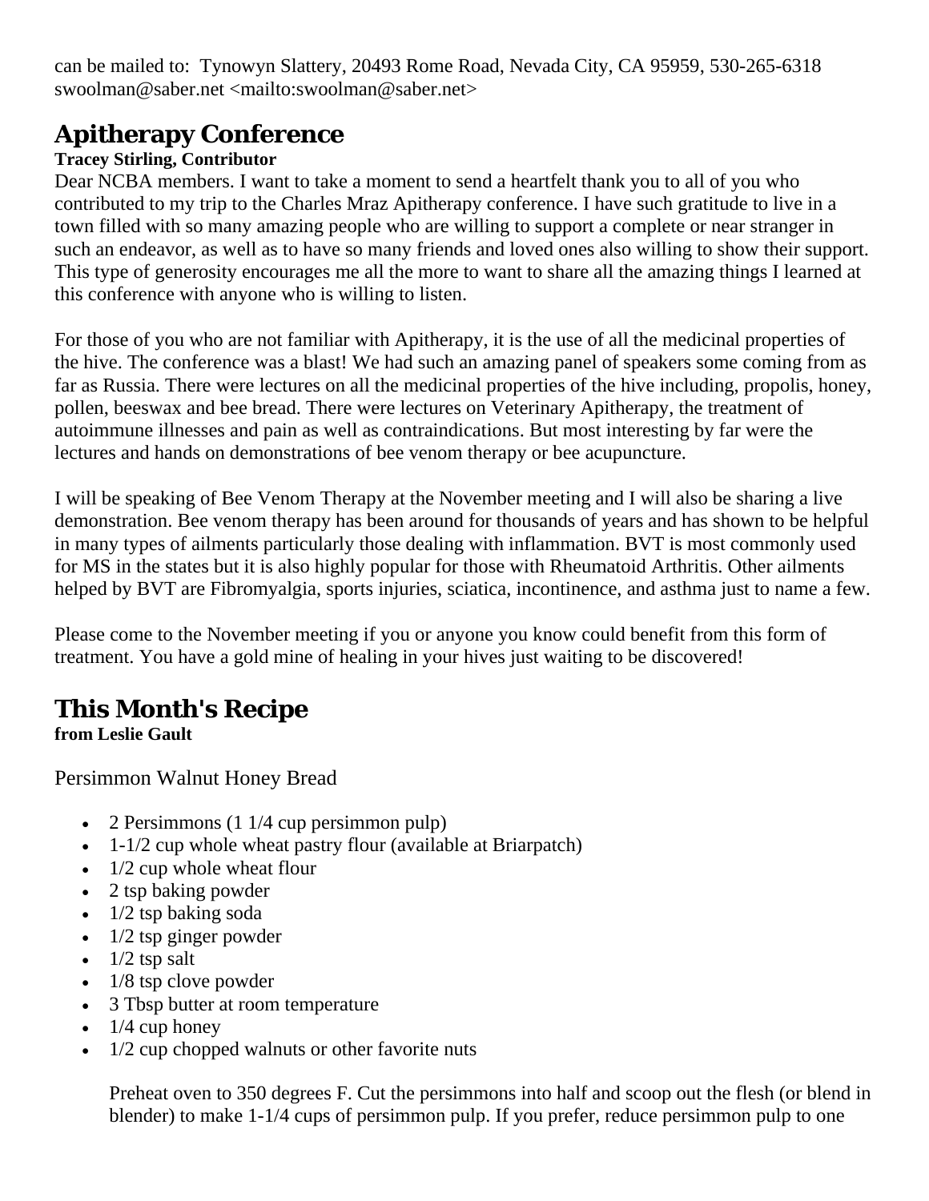can be mailed to: Tynowyn Slattery, 20493 Rome Road, Nevada City, CA 95959, 530-265-6318 swoolman@saber.net <mailto:swoolman@saber.net>

## Apitherapy Conference

**Tracey Stirling, Contributor**

Dear NCBA members. I want to take a moment to send a heartfelt thank you to all of you who contributed to my trip to the Charles Mraz Apitherapy conference. I have such gratitude to live in a town filled with so many amazing people who are willing to support a complete or near stranger in such an endeavor, as well as to have so many friends and loved ones also willing to show their support. This type of generosity encourages me all the more to want to share all the amazing things I learned at this conference with anyone who is willing to listen.

For those of you who are not familiar with Apitherapy, it is the use of all the medicinal properties of the hive. The conference was a blast! We had such an amazing panel of speakers some coming from as far as Russia. There were lectures on all the medicinal properties of the hive including, propolis, honey, pollen, beeswax and bee bread. There were lectures on Veterinary Apitherapy, the treatment of autoimmune illnesses and pain as well as contraindications. But most interesting by far were the lectures and hands on demonstrations of bee venom therapy or bee acupuncture.

I will be speaking of Bee Venom Therapy at the November meeting and I will also be sharing a live demonstration. Bee venom therapy has been around for thousands of years and has shown to be helpful in many types of ailments particularly those dealing with inflammation. BVT is most commonly used for MS in the states but it is also highly popular for those with Rheumatoid Arthritis. Other ailments helped by BVT are Fibromyalgia, sports injuries, sciatica, incontinence, and asthma just to name a few.

Please come to the November meeting if you or anyone you know could benefit from this form of treatment. You have a gold mine of healing in your hives just waiting to be discovered!

## This Month's Recipe

**from Leslie Gault**

Persimmon Walnut Honey Bread

- 2 Persimmons (1 1/4 cup persimmon pulp)
- 1-1/2 cup whole wheat pastry flour (available at Briarpatch)
- 1/2 cup whole wheat flour
- 2 tsp baking powder
- 1/2 tsp baking soda
- 1/2 tsp ginger powder
- 1/2 tsp salt
- 1/8 tsp clove powder
- 3 Tbsp butter at room temperature
- 1/4 cup honey
- 1/2 cup chopped walnuts or other favorite nuts

Preheat oven to 350 degrees F. Cut the persimmons into half and scoop out the flesh (or blend in blender) to make 1-1/4 cups of persimmon pulp. If you prefer, reduce persimmon pulp to one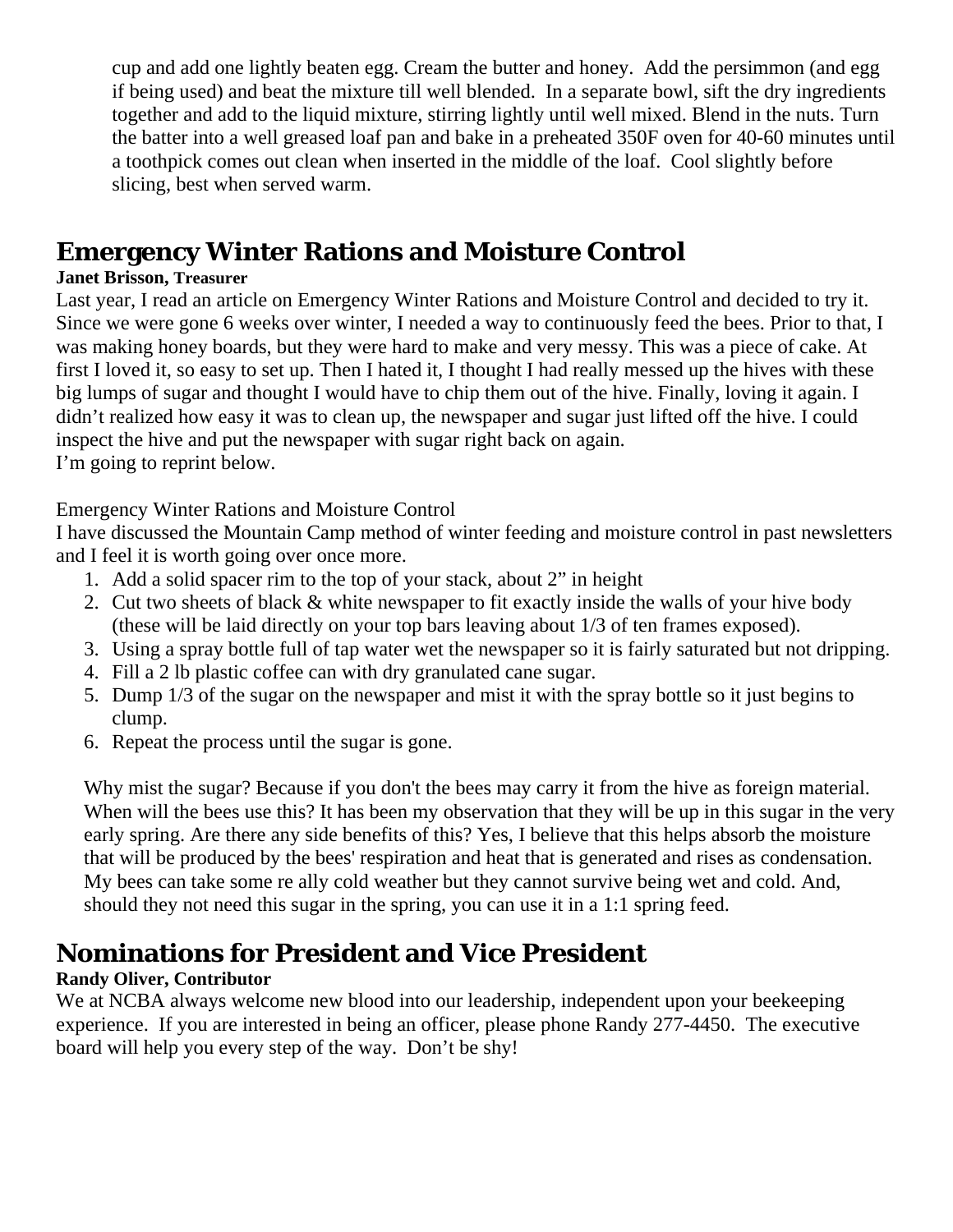cup and add one lightly beaten egg. Cream the butter and honey. Add the persimmon (and egg if being used) and beat the mixture till well blended. In a separate bowl, sift the dry ingredients together and add to the liquid mixture, stirring lightly until well mixed. Blend in the nuts. Turn the batter into a well greased loaf pan and bake in a preheated 350F oven for 40-60 minutes until a toothpick comes out clean when inserted in the middle of the loaf. Cool slightly before slicing, best when served warm.

## Emergency Winter Rations and Moisture Control

**Janet Brisson, Treasurer**

Last year, I read an article on Emergency Winter Rations and Moisture Control and decided to try it. Since we were gone 6 weeks over winter, I needed a way to continuously feed the bees. Prior to that, I was making honey boards, but they were hard to make and very messy. This was a piece of cake. At first I loved it, so easy to set up. Then I hated it, I thought I had really messed up the hives with these big lumps of sugar and thought I would have to chip them out of the hive. Finally, loving it again. I didn't realized how easy it was to clean up, the newspaper and sugar just lifted off the hive. I could inspect the hive and put the newspaper with sugar right back on again.
I'm going to reprint below.

Emergency Winter Rations and Moisture Control
I have discussed the Mountain Camp method of winter feeding and moisture control in past newsletters and I feel it is worth going over once more.

1. Add a solid spacer rim to the top of your stack, about 2" in height
2. Cut two sheets of black & white newspaper to fit exactly inside the walls of your hive body (these will be laid directly on your top bars leaving about 1/3 of ten frames exposed).
3. Using a spray bottle full of tap water wet the newspaper so it is fairly saturated but not dripping.
4. Fill a 2 lb plastic coffee can with dry granulated cane sugar.
5. Dump 1/3 of the sugar on the newspaper and mist it with the spray bottle so it just begins to clump.
6. Repeat the process until the sugar is gone.

Why mist the sugar? Because if you don't the bees may carry it from the hive as foreign material. When will the bees use this? It has been my observation that they will be up in this sugar in the very early spring. Are there any side benefits of this? Yes, I believe that this helps absorb the moisture that will be produced by the bees' respiration and heat that is generated and rises as condensation. My bees can take some re ally cold weather but they cannot survive being wet and cold. And, should they not need this sugar in the spring, you can use it in a 1:1 spring feed.

## Nominations for President and Vice President

**Randy Oliver, Contributor**

We at NCBA always welcome new blood into our leadership, independent upon your beekeeping experience. If you are interested in being an officer, please phone Randy 277-4450. The executive board will help you every step of the way. Don't be shy!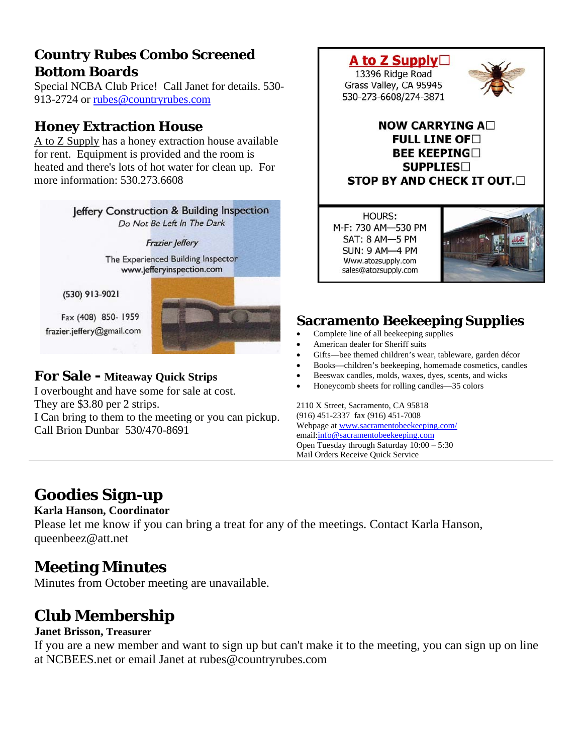## Country Rubes Combo Screened Bottom Boards

Special NCBA Club Price! Call Janet for details. 530-913-2724 or rubes@countryrubes.com

## Honey Extraction House

A to Z Supply has a honey extraction house available for rent. Equipment is provided and the room is heated and there's lots of hot water for clean up. For more information: 530.273.6608

Jeffery Construction & Building Inspection
*Do Not Be Left In The Dark*

*Frazier Jeffery*

The Experienced Building Inspector
www.jefferyinspection.com

(530) 913-9021

Fax (408) 850- 1959
frazier.jeffery@gmail.com

## For Sale - Miteaway Quick Strips

I overbought and have some for sale at cost.
They are $3.80 per 2 strips.
I Can bring to them to the meeting or you can pickup.
Call Brion Dunbar 530/470-8691

**A to Z Supply**
13396 Ridge Road
Grass Valley, CA 95945
530-273-6608/274-3871

**NOW CARRYING A FULL LINE OF BEE KEEPING SUPPLIES**
**STOP BY AND CHECK IT OUT.**

HOURS:
M-F: 730 AM—530 PM
SAT: 8 AM—5 PM
SUN: 9 AM—4 PM
Www.atozsupply.com
sales@atozsupply.com

## Sacramento Beekeeping Supplies

- Complete line of all beekeeping supplies
- American dealer for Sheriff suits
- Gifts—bee themed children's wear, tableware, garden décor
- Books—children's beekeeping, homemade cosmetics, candles
- Beeswax candles, molds, waxes, dyes, scents, and wicks
- Honeycomb sheets for rolling candles—35 colors

2110 X Street, Sacramento, CA 95818
(916) 451-2337 fax (916) 451-7008
Webpage at www.sacramentobeekeeping.com/
email:info@sacramentobeekeeping.com
Open Tuesday through Saturday 10:00 – 5:30
Mail Orders Receive Quick Service

# Goodies Sign-up

**Karla Hanson, Coordinator**

Please let me know if you can bring a treat for any of the meetings. Contact Karla Hanson, queenbeez@att.net

# Meeting Minutes

Minutes from October meeting are unavailable.

# Club Membership

**Janet Brisson, Treasurer**

If you are a new member and want to sign up but can't make it to the meeting, you can sign up on line at NCBEES.net or email Janet at rubes@countryrubes.com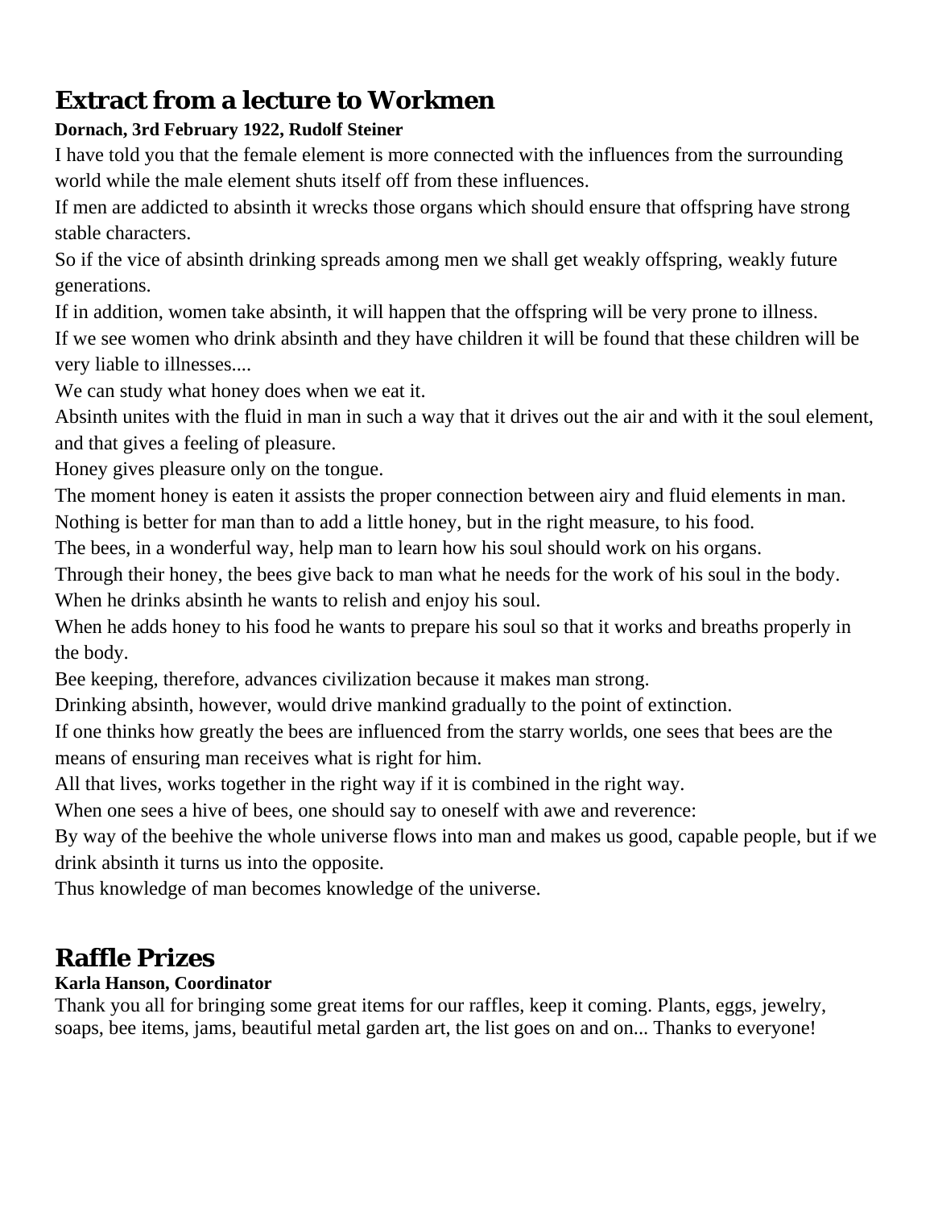## Extract from a lecture to Workmen

**Dornach, 3rd February 1922, Rudolf Steiner**

I have told you that the female element is more connected with the influences from the surrounding world while the male element shuts itself off from these influences.

If men are addicted to absinth it wrecks those organs which should ensure that offspring have strong stable characters.

So if the vice of absinth drinking spreads among men we shall get weakly offspring, weakly future generations.

If in addition, women take absinth, it will happen that the offspring will be very prone to illness.

If we see women who drink absinth and they have children it will be found that these children will be very liable to illnesses....

We can study what honey does when we eat it.

Absinth unites with the fluid in man in such a way that it drives out the air and with it the soul element, and that gives a feeling of pleasure.

Honey gives pleasure only on the tongue.

The moment honey is eaten it assists the proper connection between airy and fluid elements in man.

Nothing is better for man than to add a little honey, but in the right measure, to his food.

The bees, in a wonderful way, help man to learn how his soul should work on his organs.

Through their honey, the bees give back to man what he needs for the work of his soul in the body.

When he drinks absinth he wants to relish and enjoy his soul.

When he adds honey to his food he wants to prepare his soul so that it works and breaths properly in the body.

Bee keeping, therefore, advances civilization because it makes man strong.

Drinking absinth, however, would drive mankind gradually to the point of extinction.

If one thinks how greatly the bees are influenced from the starry worlds, one sees that bees are the means of ensuring man receives what is right for him.

All that lives, works together in the right way if it is combined in the right way.

When one sees a hive of bees, one should say to oneself with awe and reverence:

By way of the beehive the whole universe flows into man and makes us good, capable people, but if we drink absinth it turns us into the opposite.

Thus knowledge of man becomes knowledge of the universe.

## Raffle Prizes

**Karla Hanson, Coordinator**

Thank you all for bringing some great items for our raffles, keep it coming. Plants, eggs, jewelry, soaps, bee items, jams, beautiful metal garden art, the list goes on and on... Thanks to everyone!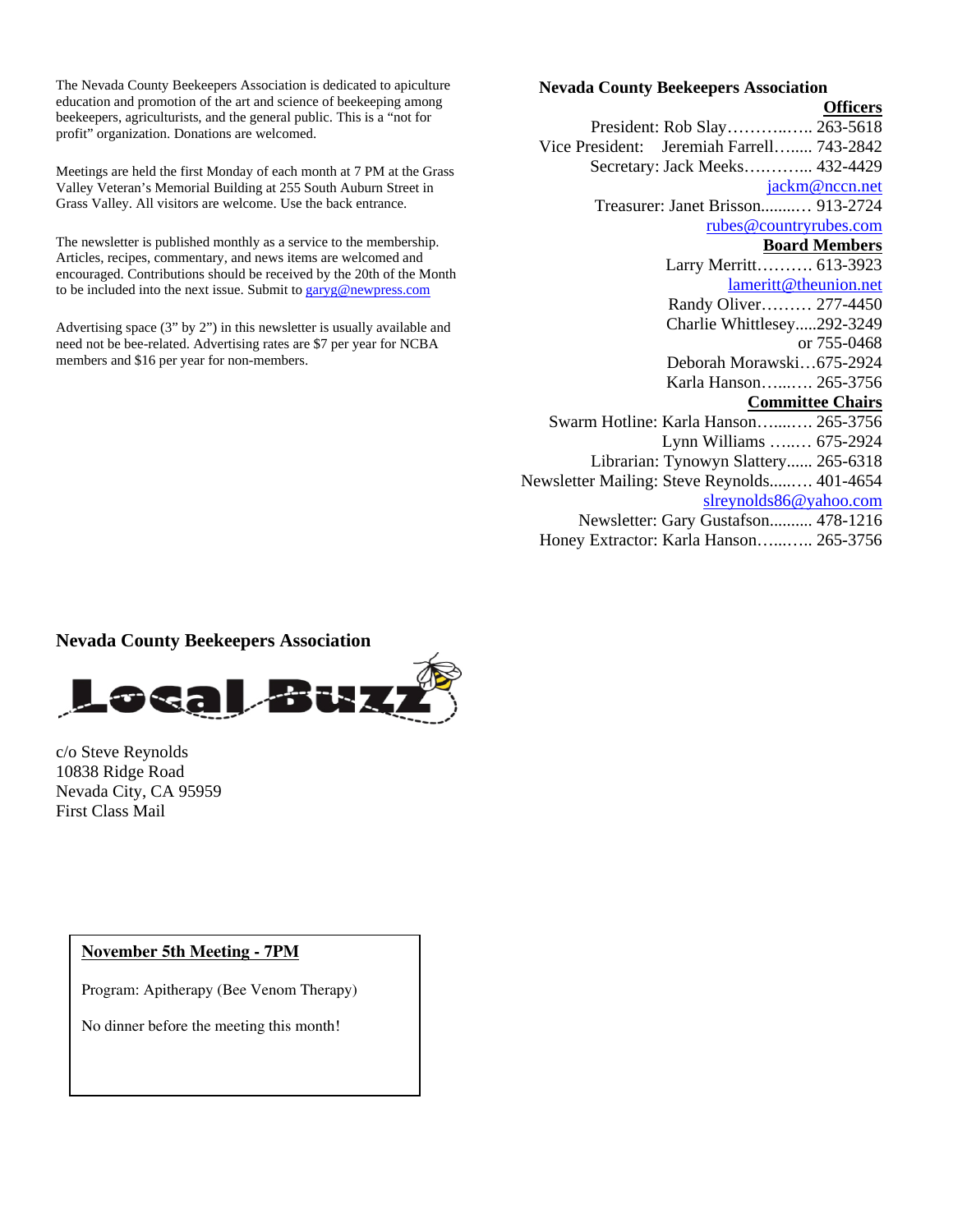The Nevada County Beekeepers Association is dedicated to apiculture education and promotion of the art and science of beekeeping among beekeepers, agriculturists, and the general public. This is a "not for profit" organization. Donations are welcomed.

Meetings are held the first Monday of each month at 7 PM at the Grass Valley Veteran's Memorial Building at 255 South Auburn Street in Grass Valley. All visitors are welcome. Use the back entrance.

The newsletter is published monthly as a service to the membership. Articles, recipes, commentary, and news items are welcomed and encouraged. Contributions should be received by the 20th of the Month to be included into the next issue. Submit to garyg@newpress.com

Advertising space (3" by 2") in this newsletter is usually available and need not be bee-related. Advertising rates are $7 per year for NCBA members and $16 per year for non-members.

## Nevada County Beekeepers Association

**Officers**

President: Rob Slay……….….. 263-5618
Vice President: Jeremiah Farrell…..... 743-2842
Secretary: Jack Meeks………….. 432-4429
jackm@nccn.net
Treasurer: Janet Brisson..........… 913-2724
rubes@countryrubes.com

**Board Members**

Larry Merritt………. 613-3923
lameritt@theunion.net
Randy Oliver……… 277-4450
Charlie Whittlesey.....292-3249
or 755-0468
Deborah Morawski…675-2924
Karla Hanson…..…. 265-3756

**Committee Chairs**

Swarm Hotline: Karla Hanson…....…. 265-3756
Lynn Williams …..… 675-2924
Librarian: Tynowyn Slattery...... 265-6318
Newsletter Mailing: Steve Reynolds....…. 401-4654
slreynolds86@yahoo.com
Newsletter: Gary Gustafson.......... 478-1216
Honey Extractor: Karla Hanson…..….. 265-3756

## Nevada County Beekeepers Association

Local Buzz

c/o Steve Reynolds
10838 Ridge Road
Nevada City, CA 95959
First Class Mail

**November 5th Meeting - 7PM**

Program: Apitherapy (Bee Venom Therapy)

No dinner before the meeting this month!